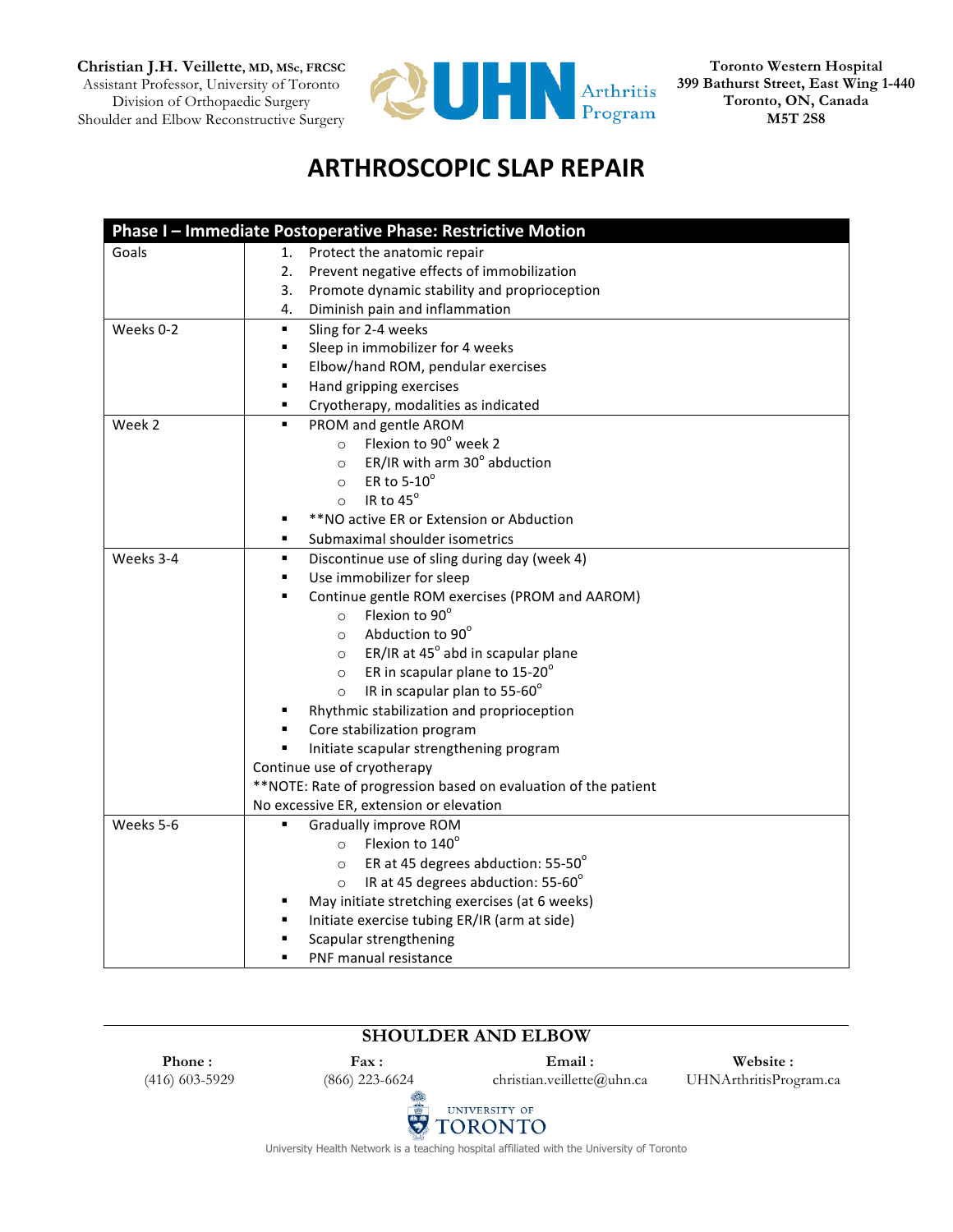**Christian J.H. Veillette, MD, MSc, FRCSC**
Assistant Professor, University of Toronto
Division of Orthopaedic Surgery
Shoulder and Elbow Reconstructive Surgery

**Toronto Western Hospital**
**399 Bathurst Street, East Wing 1-440**
**Toronto, ON, Canada**
**M5T 2S8**

# ARTHROSCOPIC SLAP REPAIR

| **Phase I – Immediate Postoperative Phase: Restrictive Motion** | |
|---|---|
| Goals | 1. Protect the anatomic repair<br>2. Prevent negative effects of immobilization<br>3. Promote dynamic stability and proprioception<br>4. Diminish pain and inflammation |
| Weeks 0-2 | ▪ Sling for 2-4 weeks<br>▪ Sleep in immobilizer for 4 weeks<br>▪ Elbow/hand ROM, pendular exercises<br>▪ Hand gripping exercises<br>▪ Cryotherapy, modalities as indicated |
| Week 2 | ▪ PROM and gentle AROM<br>○ Flexion to 90° week 2<br>○ ER/IR with arm 30° abduction<br>○ ER to 5-10°<br>○ IR to 45°<br>▪ **NO active ER or Extension or Abduction<br>▪ Submaximal shoulder isometrics |
| Weeks 3-4 | ▪ Discontinue use of sling during day (week 4)<br>▪ Use immobilizer for sleep<br>▪ Continue gentle ROM exercises (PROM and AAROM)<br>○ Flexion to 90°<br>○ Abduction to 90°<br>○ ER/IR at 45° abd in scapular plane<br>○ ER in scapular plane to 15-20°<br>○ IR in scapular plan to 55-60°<br>▪ Rhythmic stabilization and proprioception<br>▪ Core stabilization program<br>▪ Initiate scapular strengthening program<br>Continue use of cryotherapy<br>**NOTE: Rate of progression based on evaluation of the patient<br>No excessive ER, extension or elevation |
| Weeks 5-6 | ▪ Gradually improve ROM<br>○ Flexion to 140°<br>○ ER at 45 degrees abduction: 55-50°<br>○ IR at 45 degrees abduction: 55-60°<br>▪ May initiate stretching exercises (at 6 weeks)<br>▪ Initiate exercise tubing ER/IR (arm at side)<br>▪ Scapular strengthening<br>▪ PNF manual resistance |

**SHOULDER AND ELBOW**

**Phone:** (416) 603-5929 **Fax:** (866) 223-6624 **Email:** christian.veillette@uhn.ca **Website:** UHNArthritisProgram.ca

University Health Network is a teaching hospital affiliated with the University of Toronto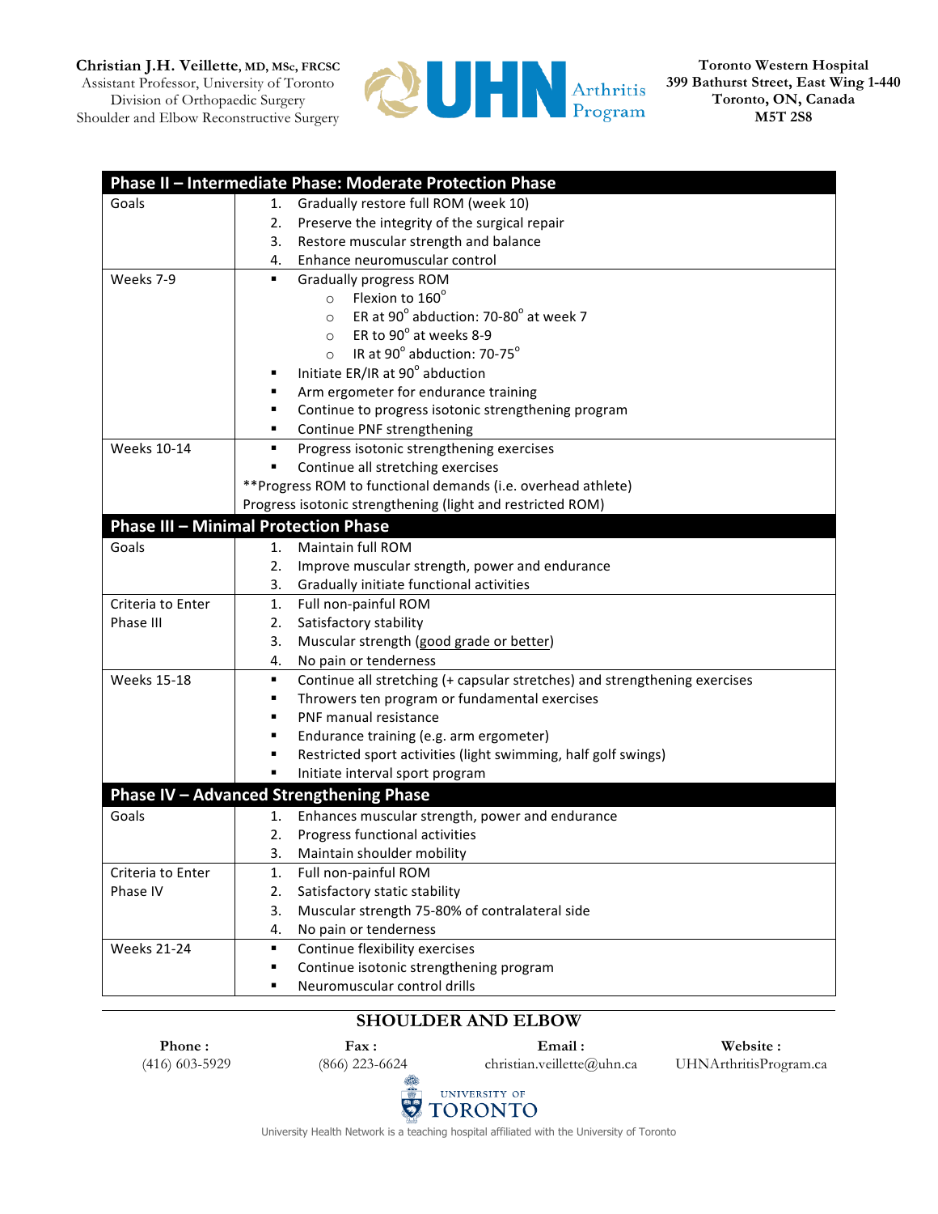| Phase II – Intermediate Phase: Moderate Protection Phase | |
|---|---|
| Goals | 1. Gradually restore full ROM (week 10)<br>2. Preserve the integrity of the surgical repair<br>3. Restore muscular strength and balance<br>4. Enhance neuromuscular control |
| Weeks 7-9 | ▪ Gradually progress ROM<br>○ Flexion to 160°<br>○ ER at 90° abduction: 70-80° at week 7<br>○ ER to 90° at weeks 8-9<br>○ IR at 90° abduction: 70-75°<br>▪ Initiate ER/IR at 90° abduction<br>▪ Arm ergometer for endurance training<br>▪ Continue to progress isotonic strengthening program<br>▪ Continue PNF strengthening |
| Weeks 10-14 | ▪ Progress isotonic strengthening exercises<br>▪ Continue all stretching exercises<br>**Progress ROM to functional demands (i.e. overhead athlete)<br>Progress isotonic strengthening (light and restricted ROM) |
| **Phase III – Minimal Protection Phase** | |
| Goals | 1. Maintain full ROM<br>2. Improve muscular strength, power and endurance<br>3. Gradually initiate functional activities |
| Criteria to Enter Phase III | 1. Full non-painful ROM<br>2. Satisfactory stability<br>3. Muscular strength (good grade or better)<br>4. No pain or tenderness |
| Weeks 15-18 | ▪ Continue all stretching (+ capsular stretches) and strengthening exercises<br>▪ Throwers ten program or fundamental exercises<br>▪ PNF manual resistance<br>▪ Endurance training (e.g. arm ergometer)<br>▪ Restricted sport activities (light swimming, half golf swings)<br>▪ Initiate interval sport program |
| **Phase IV – Advanced Strengthening Phase** | |
| Goals | 1. Enhances muscular strength, power and endurance<br>2. Progress functional activities<br>3. Maintain shoulder mobility |
| Criteria to Enter Phase IV | 1. Full non-painful ROM<br>2. Satisfactory static stability<br>3. Muscular strength 75-80% of contralateral side<br>4. No pain or tenderness |
| Weeks 21-24 | ▪ Continue flexibility exercises<br>▪ Continue isotonic strengthening program<br>▪ Neuromuscular control drills |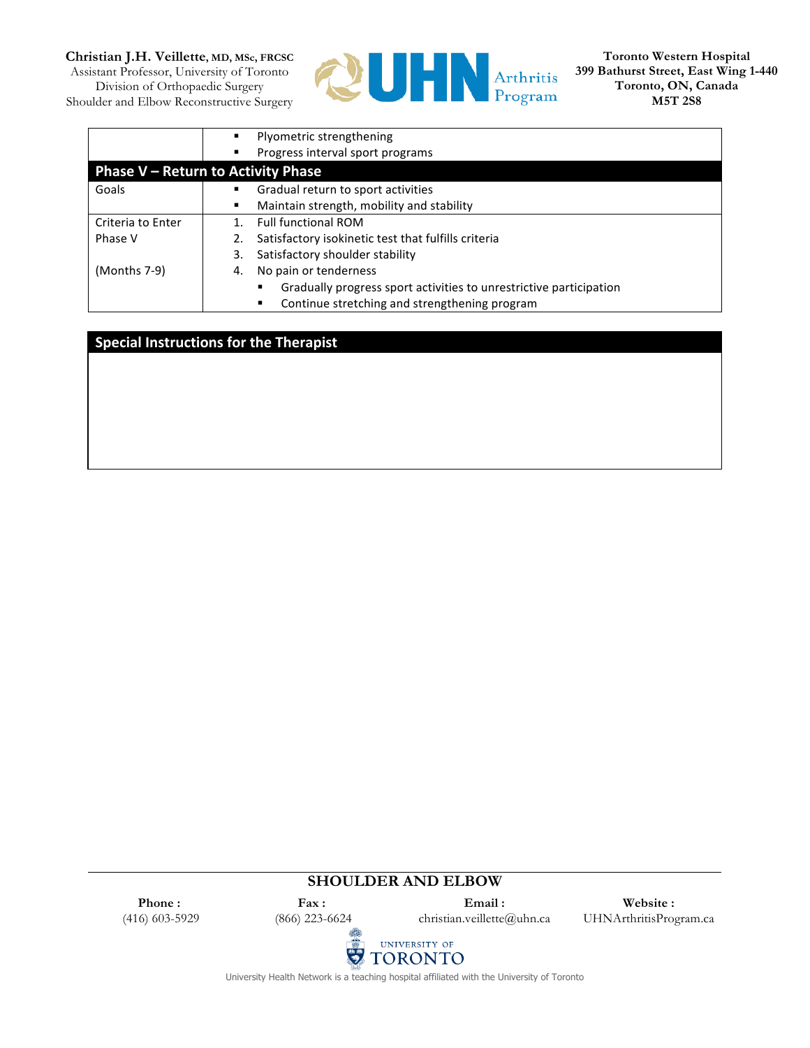| | |
|---|---|
| | ▪ Plyometric strengthening<br>▪ Progress interval sport programs |
| **Phase V – Return to Activity Phase** | |
| Goals | ▪ Gradual return to sport activities<br>▪ Maintain strength, mobility and stability |
| Criteria to Enter Phase V<br><br>(Months 7-9) | 1. Full functional ROM<br>2. Satisfactory isokinetic test that fulfills criteria<br>3. Satisfactory shoulder stability<br>4. No pain or tenderness<br>▪ Gradually progress sport activities to unrestrictive participation<br>▪ Continue stretching and strengthening program |

| **Special Instructions for the Therapist** |
|---|
| |